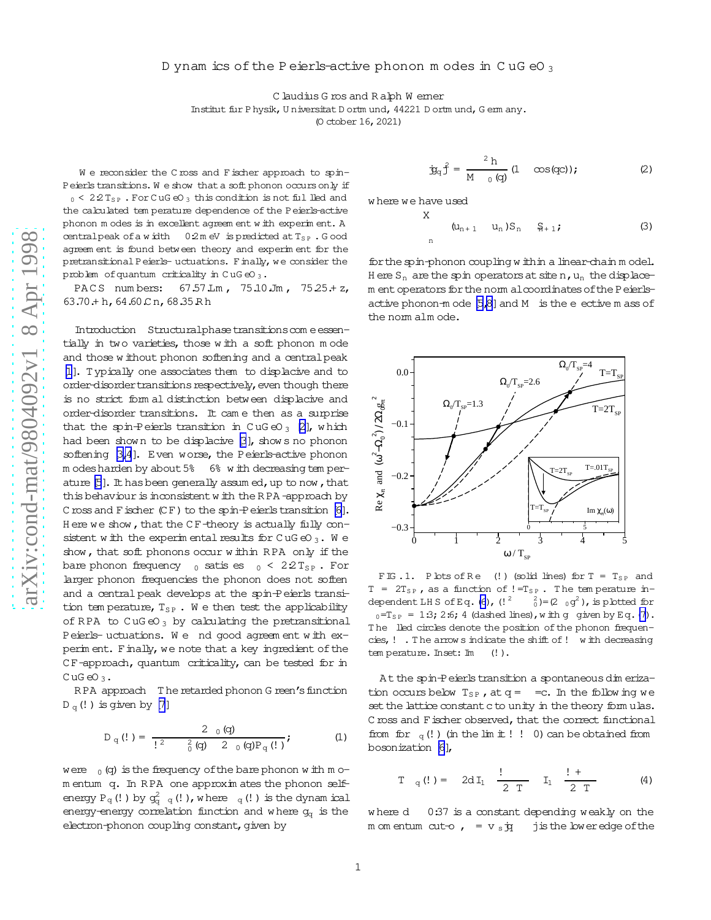# Dynamics of the Peierls-active phonon modes in $CuGeO_3$

Claudius Gros and Ralph Werner

Institut für Physik, Universität Dortmund, 44221 Dortmund, Germany.

(October 16, 2021)

We reconsider the Cross and Fischer approach to spin-Peierls transitions. We show that a soft phonon occurs only if $\Omega_0 < 2.2\,T_{SP}$. For $CuGeO_3$ this condition is not fulfilled and the calculated temperature dependence of the Peierls-active phonon modes is in excellent agreement with experiment. A central peak of a width $\sim 0.2$ meV is predicted at $T_{SP}$. Good agreement is found between theory and experiment for the pretransitional Peierls-fluctuations. Finally, we consider the problem of quantum criticality in $CuGeO_3$.

PACS numbers: 67.57.Lm, 75.10.Jm, 75.25.+z, 63.70.+h, 64.60.Cn, 68.35.Rh

**Introduction** Structural phase transitions come essentially in two varieties, those with a soft phonon mode and those without phonon softening and a central peak [1]. Typically one associates them to displacive and to order-disorder transitions respectively, even though there is no strict formal distinction between displacive and order-disorder transitions. It came then as a surprise that the spin-Peierls transition in $CuGeO_3$ [2], which had been shown to be displacive [3], shows no phonon softening [3,4]. Even worse, the Peierls-active phonon modes harden by about 5% – 6% with decreasing temperature [5]. It has been generally assumed, up to now, that this behaviour is inconsistent with the RPA-approach by Cross and Fischer (CF) to the spin-Peierls transition [6]. Here we show, that the CF-theory is actually fully consistent with the experimental results for $CuGeO_3$. We show, that soft phonons occur within RPA only if the bare phonon frequency $\Omega_0$ satisfies $\Omega_0 < 2.2\,T_{SP}$. For larger phonon frequencies the phonon does not soften and a central peak develops at the spin-Peierls transition temperature, $T_{SP}$. We then test the applicability of RPA to $CuGeO_3$ by calculating the pretransitional Peierls-fluctuations. We find good agreement with experiment. Finally, we note that a key ingredient of the CF-approach, quantum criticality, can be tested for in $CuGeO_3$.

**RPA approach** The retarded phonon Green's function $D_q(\omega)$ is given by [7]

$$D_q(\omega) = \frac{2\Omega_0(q)}{\omega^2 - \Omega_0^2(q) - 2\Omega_0(q)P_q(\omega)}, \tag{1}$$

were $\Omega_0(q)$ is the frequency of the bare phonon with momentum $q$. In RPA one approximates the phonon self-energy $P_q(\omega)$ by $g_q^2\chi_q(\omega)$, where $\chi_q(\omega)$ is the dynamical energy-energy correlation function and where $g_q$ is the electron-phonon coupling constant, given by

$$|g_q|^2 = \frac{\alpha^2\hbar}{M\Omega_0(q)}(1 - \cos(qc)); \tag{2}$$

where we have used

$$\alpha\sum_n (u_{n+1} - u_n)\mathbf{S}_n\cdot\mathbf{S}_{n+1}; \tag{3}$$

for the spin-phonon coupling within a linear-chain model. Here $\mathbf{S}_n$ are the spin operators at site $n$, $u_n$ the displacement operators for the normal coordinates of the Peierls-active phonon-mode [5,8] and $M$ is the effective mass of the normal mode.

FIG. 1. Plots of Re $\chi_\pi(\omega)$ (solid lines) for $T = T_{SP}$ and $T = 2T_{SP}$, as a function of $\omega/T_{SP}$. The temperature independent LHS of Eq. (6), $(\omega^2 - \Omega_0^2)/(2\Omega_0 g^2)$, is plotted for $\Omega_0/T_{SP} = 1.3; 2.6; 4$ (dashed lines), with $g$ given by Eq. (7). The filled circles denote the position of the phonon frequencies, $\omega_\pi$. The arrows indicate the shift of $\omega_\pi$ with decreasing temperature. Inset: Im $\chi_\pi(\omega)$.

At the spin-Peierls transition a spontaneous dimerization occurs below $T_{SP}$, at $q = \pi/c$. In the following we set the lattice constant $c$ to unity in the theory formulas. Cross and Fischer observed, that the correct functional from for $\chi_\pi(\omega)$ (in the limit $\omega \to 0$) can be obtained from bosonization [6],

$$T\chi_\pi(\omega) = -2d\,I_1\left(\frac{\omega - \Delta}{2\pi T}\right)I_1\left(\frac{\omega + \Delta}{2\pi T}\right) \tag{4}$$

where $d \approx 0.37$ is a constant depending weakly on the momentum cut-off, $\Delta = v_s|q - \pi|$ is the lower edge of the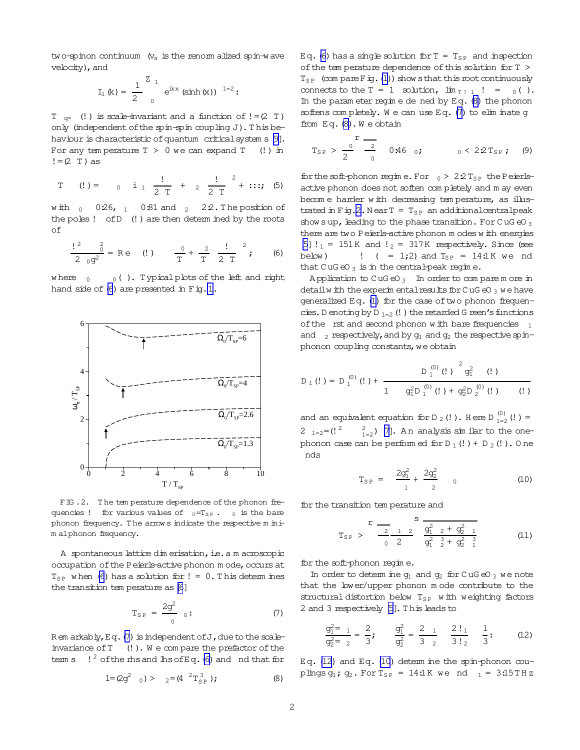two-spinon continuum ($v_s$ is the renormalized spin-wave velocity), and

$$I_1(k) = \frac{1}{2}\int_0^1 e^{ikx}(\sinh(x))^{-1/2}:$$

$T\chi_{q=\pi}(\omega)$ is scale-invariant and a function of $\omega/(2\pi T)$ only (independent of the spin-spin coupling $J$). This behaviour is characteristic of quantum critical systems [9]. For any temperature $T > 0$ we can expand $T\chi(\omega)$ in $\omega/(2\pi T)$ as

$$T\chi(\omega) = \chi_0 - i\chi_1\left(\frac{\omega}{2\pi T}\right) + \chi_2\left(\frac{\omega}{2\pi T}\right)^2 + \ldots; \quad (5)$$

with $\chi_0 \approx 0.26$, $\chi_1 \approx 0.81$ and $\chi_2 \approx 2.2$. The position of the poles $\omega_\pi$ of $D(\omega)$ are then determined by the roots of

$$\frac{\omega^2 - \Omega_0^2}{2\Omega_0 g^2} = \mathrm{Re}\,\chi(\omega) \approx \frac{\chi_0}{T} + \frac{\chi_2}{T}\left(\frac{\omega}{2\pi T}\right)^2; \quad (6)$$

where $\Omega_0 \equiv \Omega_0(\pi)$. Typical plots of the left and right hand side of (6) are presented in Fig. 1.

FIG. 2. The temperature dependence of the phonon frequencies $\omega_\pi$ for various values of $\Omega_0/T_{SP}$. $\Omega_0$ is the bare phonon frequency. The arrows indicate the respective minimal phonon frequency.

A spontaneous lattice dimerisation, i.e. a macroscopic occupation of the Peierls-active phonon mode, occurs at $T_{SP}$ when (6) has a solution for $\omega = 0$. This determines the transition temperature as [6]

$$T_{SP} = \frac{2g^2}{\Omega_0}\chi_0. \quad (7)$$

Remarkably, Eq. (7) is independent of $J$, due to the scale-invariance of $T\chi(\omega)$. We compare the prefactor of the terms $\sim \omega^2$ of the rhs and lhs of Eq. (6) and find that for

$$1/(2g^2\Omega_0) > \chi_2/(4\pi^2 T_{SP}^3); \quad (8)$$

Eq. (6) has a single solution for $T = T_{SP}$ and inspection of the temperature dependence of this solution for $T > T_{SP}$ (compare Fig. (1)) shows that this root continuously connects to the $T = \infty$ solution, $\lim_{T\to\infty}\omega_\pi = \Omega_0(\pi)$. In the parameter regime defined by Eq. (8) the phonon softens completely. We can use Eq. (7) to eliminate $g$ from Eq. (8). We obtain

$$T_{SP} > \frac{\Omega_0}{2\pi}\sqrt{\frac{\chi_2}{\chi_0}} \approx 0.46\,\Omega_0; \qquad \Omega_0 < 2.2\,T_{SP}; \quad (9)$$

for the soft-phonon regime. For $\Omega_0 > 2.2\,T_{SP}$ the Peierls-active phonon does not soften completely and may even become harder with decreasing temperature, as illustrated in Fig. 2. Near $T = T_{SP}$ an additional central peak shows up, leading to the phase transition. For $CuGeO_3$ there are two Peierls-active phonon modes with energies [5] $\omega_1 = 151$K and $\omega_2 = 317$K respectively. Since (see below) $\Omega_\alpha \approx \omega_\alpha$ ($\alpha = 1,2$) and $T_{SP} = 14.1$K we find that $CuGeO_3$ is in the central-peak regime.

Application to $CuGeO_3$ In order to compare more in detail with the experimental results for $CuGeO_3$ we have generalized Eq. (1) for the case of two phonon frequencies. Denoting by $D_{1/2}(\omega)$ the retarded Green's functions of the first and second phonon with bare frequencies $\Omega_1$ and $\Omega_2$ respectively, and by $g_1$ and $g_2$ the respective spin-phonon coupling constants, we obtain

$$D_1(\omega) = D_1^{(0)}(\omega) + \frac{\left(D_1^{(0)}(\omega)\right)^2 g_1^2\,\chi(\omega)}{1 - \left(g_1^2 D_1^{(0)}(\omega) + g_2^2 D_2^{(0)}(\omega)\right)\chi(\omega)}$$

and an equivalent equation for $D_2(\omega)$. Here $D_{1/2}^{(0)}(\omega) = 2\Omega_{1/2}/(\omega^2 - \Omega_{1/2}^2)$ [7]. An analysis similar to the one-phonon case can be performed for $D_1(\omega) + D_2(\omega)$. One finds

$$T_{SP} = \left(\frac{2g_1^2}{\Omega_1} + \frac{2g_2^2}{\Omega_2}\right)\chi_0 \quad (10)$$

for the transition temperature and

$$T_{SP} > \sqrt{\frac{\chi_2}{\chi_0}}\,\frac{\Omega_1\Omega_2}{2\pi}\sqrt{\frac{g_1^2\Omega_2 + g_2^2\Omega_1}{g_1^2\Omega_2^3 + g_2^2\Omega_1^3}} \quad (11)$$

for the soft-phonon regime.

In order to determine $g_1$ and $g_2$ for $CuGeO_3$ we note that the lower/upper phonon mode contribute to the structural distortion below $T_{SP}$ with weighting factors 2 and 3 respectively [5]. This leads to

$$\frac{g_1^2/\Omega_1}{g_2^2/\Omega_2} = \frac{2}{3}; \qquad \frac{g_1^2}{g_2^2} = \frac{2}{3}\frac{\Omega_1}{\Omega_2} \approx \frac{2\,\omega_1}{3\,\omega_2} \approx \frac{1}{3}. \quad (12)$$

Eq. (12) and Eq. (10) determine the spin-phonon couplings $g_1$, $g_2$. For $T_{SP} = 14.1$K we find $\Omega_1 = 3.15$THz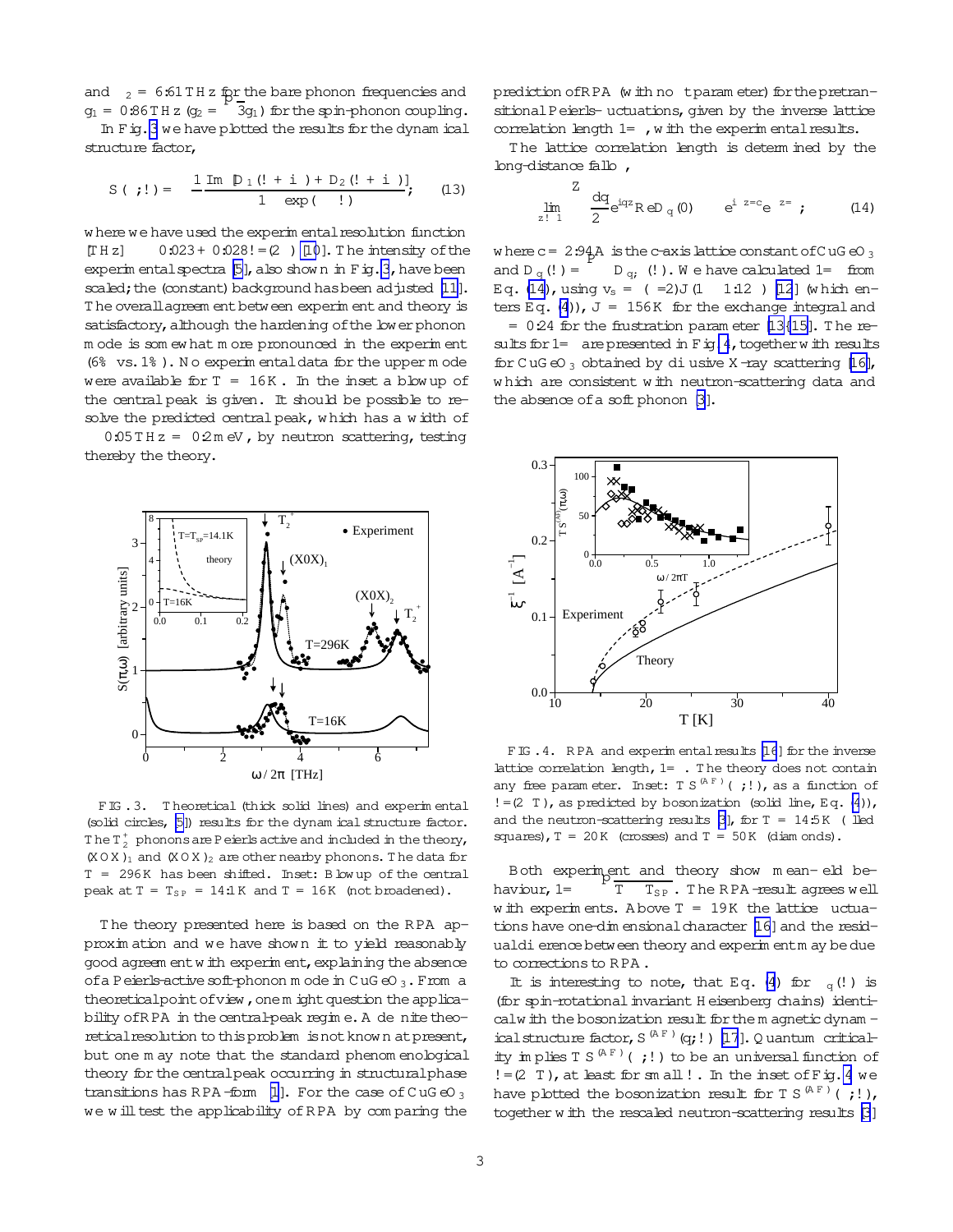and $\omega_2 = 6.61$ THz for the bare phonon frequencies and $g_1 = 0.86$ THz ($g_2 = \sqrt{3} g_1$) for the spin-phonon coupling.

In Fig. 3 we have plotted the results for the dynamical structure factor,

$$S(\pi;\omega) = \frac{1}{\pi} \frac{\mathrm{Im}\,[D_1(\omega + i\gamma) + D_2(\omega + i\gamma)]}{1 - \exp(-\beta\omega)}, \tag{13}$$

where we have used the experimental resolution function $\gamma$[THz] $\approx 0.023 + 0.028\,\omega/(2\pi)$ [10]. The intensity of the experimental spectra [5], also shown in Fig. 3, have been scaled; the (constant) background has been adjusted [11]. The overall agreement between experiment and theory is satisfactory, although the hardening of the lower phonon mode is somewhat more pronounced in the experiment (6% vs. 1%). No experimental data for the upper mode were available for $T = 16$K. In the inset a blowup of the central peak is given. It should be possible to resolve the predicted central peak, which has a width of $\sim 0.05$ THz $= 0.2$ meV, by neutron scattering, testing thereby the theory.

FIG. 3. Theoretical (thick solid lines) and experimental (solid circles, [5]) results for the dynamical structure factor. The $T_2^+$ phonons are Peierls active and included in the theory, $(XOX)_1$ and $(XOX)_2$ are other nearby phonons. The data for $T = 296$K has been shifted. Inset: Blowup of the central peak at $T = T_{SP} = 14.1$K and $T = 16$K (not broadened).

The theory presented here is based on the RPA approximation and we have shown it to yield reasonably good agreement with experiment, explaining the absence of a Peierls-active soft-phonon mode in $CuGeO_3$. From a theoretical point of view, one might question the applicability of RPA in the central-peak regime. A definite theoretical resolution to this problem is not known at present, but one may note that the standard phenomenological theory for the central peak occurring in structural phase transitions has RPA-form [1]. For the case of $CuGeO_3$ we will test the applicability of RPA by comparing the prediction of RPA (with no fit parameter) for the pretransitional Peierls-fluctuations, given by the inverse lattice correlation length $1/\xi$, with the experimental results.

The lattice correlation length is determined by the long-distance fall-off,

$$\lim_{z\to\infty} \int \frac{dq}{2\pi} e^{iqz}\,\mathrm{Re}\,D_q(0) \sim e^{i\pi z/c} e^{-z/\xi}, \tag{14}$$

where $c = 2.94$Å is the c-axis lattice constant of $CuGeO_3$ and $D_q(\omega) = \sum_\nu D_{q,\nu}(\omega)$. We have calculated $1/\xi$ from Eq. (14), using $v_s = (\pi/2)J(1 - 1.12\alpha)$ [12] (which enters Eq. (4)), $J = 156$K for the exchange integral and $\alpha = 0.24$ for the frustration parameter [13–15]. The results for $1/\xi$ are presented in Fig. 4, together with results for $CuGeO_3$ obtained by diffusive X-ray scattering [16], which are consistent with neutron-scattering data and the absence of a soft phonon [3].

FIG. 4. RPA and experimental results [16] for the inverse lattice correlation length, $1/\xi$. The theory does not contain any free parameter. Inset: $TS^{(AF)}(\pi;\omega)$, as a function of $\omega/(2\pi T)$, as predicted by bosonization (solid line, Eq. (4)), and the neutron-scattering results [3], for $T = 14.5$K (filled squares), $T = 20$K (crosses) and $T = 50$K (diamonds).

Both experiment and theory show mean-field behaviour, $1/\xi \sim \sqrt{T - T_{SP}}$. The RPA-result agrees well with experiments. Above $T = 19$K the lattice fluctuations have one-dimensional character [16] and the residual difference between theory and experiment may be due to corrections to RPA.

It is interesting to note, that Eq. (4) for $\chi_q(\omega)$ is (for spin-rotational invariant Heisenberg chains) identical with the bosonization result for the magnetic dynamical structure factor, $S^{(AF)}(q;\omega)$ [17]. Quantum criticality implies $TS^{(AF)}(\pi;\omega)$ to be an universal function of $\omega/(2\pi T)$, at least for small $\omega$. In the inset of Fig. 4 we have plotted the bosonization result for $TS^{(AF)}(\pi;\omega)$, together with the rescaled neutron-scattering results [3]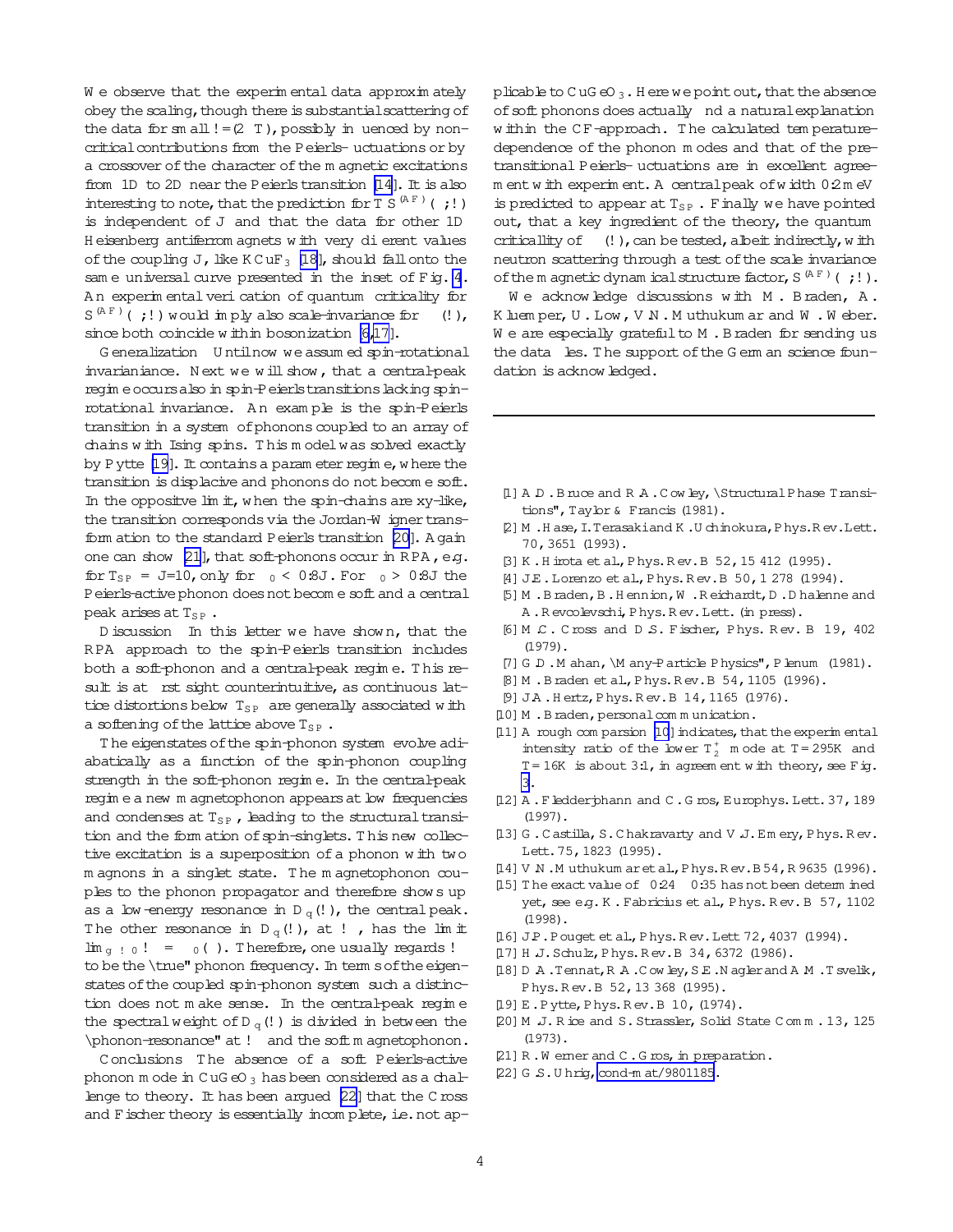We observe that the experimental data approximately obey the scaling, though there is substantial scattering of the data for small $\omega/(2\pi T)$, possibly influenced by non-critical contributions from the Peierls-fluctuations or by a crossover of the character of the magnetic excitations from 1D to 2D near the Peierls transition [14]. It is also interesting to note, that the prediction for $T\, S^{(AF)}(\pi;\omega)$ is independent of $J$ and that the data for other 1D Heisenberg antiferromagnets with very different values of the coupling $J$, like $KCuF_3$ [18], should fall onto the same universal curve presented in the inset of Fig. 4. An experimental verification of quantum criticality for $S^{(AF)}(\pi;\omega)$ would imply also scale-invariance for $\chi(\omega)$, since both coincide within bosonization [6,17].

**Generalization** Until now we assumed spin-rotational invarianiance. Next we will show, that a central-peak regime occurs also in spin-Peierls transitions lacking spin-rotational invariance. An example is the spin-Peierls transition in a system of phonons coupled to an array of chains with Ising spins. This model was solved exactly by Pytte [19]. It contains a parameter regime, where the transition is displacive and phonons do not become soft. In the oppositve limit, when the spin-chains are xy-like, the transition corresponds via the Jordan-Wigner transformation to the standard Peierls transition [20]. Again one can show [21], that soft-phonons occur in RPA, e.g. for $T_{SP} = J/10$, only for $\omega_0 < 0.8J$. For $\omega_0 > 0.8J$ the Peierls-active phonon does not become soft and a central peak arises at $T_{SP}$.

**Discussion** In this letter we have shown, that the RPA approach to the spin-Peierls transition includes both a soft-phonon and a central-peak regime. This result is at first sight counterintuitive, as continuous lattice distortions below $T_{SP}$ are generally associated with a softening of the lattice above $T_{SP}$.

The eigenstates of the spin-phonon system evolve adiabatically as a function of the spin-phonon coupling strength in the soft-phonon regime. In the central-peak regime a new magnetophonon appears at low frequencies and condenses at $T_{SP}$, leading to the structural transition and the formation of spin-singlets. This new collective excitation is a superposition of a phonon with two magnons in a singlet state. The magnetophonon couples to the phonon propagator and therefore shows up as a low-energy resonance in $D_q(\omega)$, the central peak. The other resonance in $D_q(\omega)$, at $\omega_\pi$, has the limit $\lim_{g\to 0}\omega_\pi = \omega_0(\pi)$. Therefore, one usually regards $\omega_\pi$ to be the "true" phonon frequency. In terms of the eigenstates of the coupled spin-phonon system such a distinction does not make sense. In the central-peak regime the spectral weight of $D_q(\omega)$ is divided in between the "phonon-resonance" at $\omega_\pi$ and the soft magnetophonon.

**Conclusions** The absence of a soft Peierls-active phonon mode in $CuGeO_3$ has been considered as a challenge to theory. It has been argued [22] that the Cross and Fischer theory is essentially incomplete, i.e. not applicable to $CuGeO_3$. Here we point out, that the absence of soft phonons does actually find a natural explanation within the CF-approach. The calculated temperature-dependence of the phonon modes and that of the pre-transitional Peierls-fluctuations are in excellent agreement with experiment. A central peak of width 0.2 meV is predicted to appear at $T_{SP}$. Finally we have pointed out, that a key ingredient of the theory, the quantum criticallity of $\chi(\omega)$, can be tested, albeit indirectly, with neutron scattering through a test of the scale invariance of the magnetic dynamical structure factor, $S^{(AF)}(\pi;\omega)$.

We acknowledge discussions with M. Braden, A. Kluemper, U. Low, V.N. Muthukumar and W. Weber. We are especially grateful to M. Braden for sending us the data files. The support of the German science foundation is acknowledged.

---

[1] A.D. Bruce and R.A. Cowley, "Structural Phase Transitions", Taylor & Francis (1981).

[2] M. Hase, I. Terasaki and K. Uchinokura, Phys. Rev. Lett. 70, 3651 (1993).

[3] K. Hirota et al., Phys. Rev. B 52, 15 412 (1995).

[4] J.E. Lorenzo et al., Phys. Rev. B 50, 1 278 (1994).

[5] M. Braden, B. Hennion, W. Reichardt, D. Dhalenne and A. Revcolevschi, Phys. Rev. Lett. (in press).

[6] M.C. Cross and D.S. Fischer, Phys. Rev. B 19, 402 (1979).

[7] G.D. Mahan, "Many-Particle Physics", Plenum (1981).

[8] M. Braden et al., Phys. Rev. B 54, 1105 (1996).

[9] J.A. Hertz, Phys. Rev. B 14, 1165 (1976).

[10] M. Braden, personal communication.

[11] A rough comparsion [10] indicates, that the experimental intensity ratio of the lower $T_2^+$ mode at $T = 295$K and $T = 16$K is about 3:1, in agreement with theory, see Fig. 3.

[12] A. Fledderjohann and C. Gros, Europhys. Lett. 37, 189 (1997).

[13] G. Castilla, S. Chakravarty and V.J. Emery, Phys. Rev. Lett. 75, 1823 (1995).

[14] V.N. Muthukumar et al., Phys. Rev. B 54, R9635 (1996).

[15] The exact value of $\delta \approx 0.24 - 0.35$ has not been determined yet, see e.g. K. Fabricius et al., Phys. Rev. B 57, 1102 (1998).

[16] J.P. Pouget et al., Phys. Rev. Lett 72, 4037 (1994).

[17] H.J. Schulz, Phys. Rev. B 34, 6372 (1986).

[18] D.A. Tennat, R.A. Cowley, S.E. Nagler and A.M. Tsvelik, Phys. Rev. B 52, 13 368 (1995).

[19] E. Pytte, Phys. Rev. B 10, (1974).

[20] M.J. Rice and S. Strassler, Solid State Comm. 13, 125 (1973).

[21] R. Werner and C. Gros, in preparation.

[22] G.S. Uhrig, cond-mat/9801185.